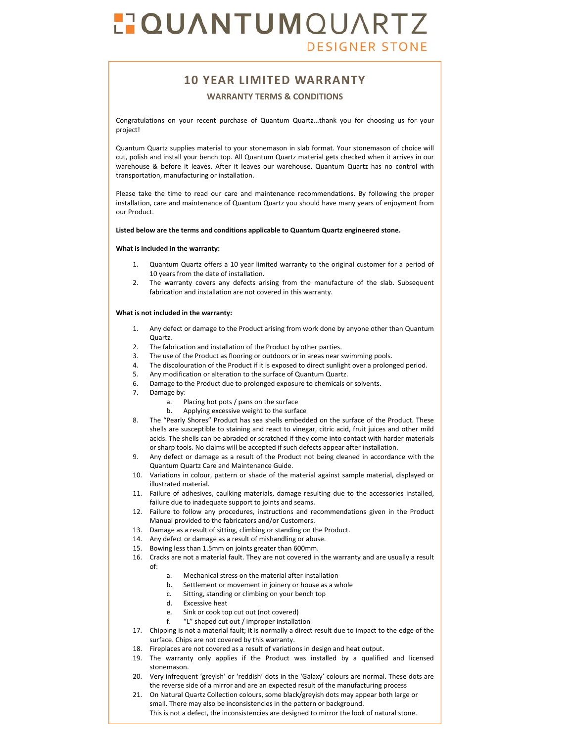# QUANTUMQUARTZ

DESIGNER STONE

## 10 YEAR LIMITED WARRANTY

### WARRANTY TERMS & CONDITIONS

Congratulations on your recent purchase of Quantum Quartz...thank you for choosing us for your project!

Quantum Quartz supplies material to your stonemason in slab format. Your stonemason of choice will cut, polish and install your bench top. All Quantum Quartz material gets checked when it arrives in our warehouse & before it leaves. After it leaves our warehouse, Quantum Quartz has no control with transportation, manufacturing or installation.

Please take the time to read our care and maintenance recommendations. By following the proper installation, care and maintenance of Quantum Quartz you should have many years of enjoyment from our Product.

**Listed below are the terms and conditions applicable to Quantum Quartz engineered stone.**

**What is included in the warranty:**

1. Quantum Quartz offers a 10 year limited warranty to the original customer for a period of 10 years from the date of installation.
2. The warranty covers any defects arising from the manufacture of the slab. Subsequent fabrication and installation are not covered in this warranty.

**What is not included in the warranty:**

1. Any defect or damage to the Product arising from work done by anyone other than Quantum Quartz.
2. The fabrication and installation of the Product by other parties.
3. The use of the Product as flooring or outdoors or in areas near swimming pools.
4. The discolouration of the Product if it is exposed to direct sunlight over a prolonged period.
5. Any modification or alteration to the surface of Quantum Quartz.
6. Damage to the Product due to prolonged exposure to chemicals or solvents.
7. Damage by:
   a. Placing hot pots / pans on the surface
   b. Applying excessive weight to the surface
8. The "Pearly Shores" Product has sea shells embedded on the surface of the Product. These shells are susceptible to staining and react to vinegar, citric acid, fruit juices and other mild acids. The shells can be abraded or scratched if they come into contact with harder materials or sharp tools. No claims will be accepted if such defects appear after installation.
9. Any defect or damage as a result of the Product not being cleaned in accordance with the Quantum Quartz Care and Maintenance Guide.
10. Variations in colour, pattern or shade of the material against sample material, displayed or illustrated material.
11. Failure of adhesives, caulking materials, damage resulting due to the accessories installed, failure due to inadequate support to joints and seams.
12. Failure to follow any procedures, instructions and recommendations given in the Product Manual provided to the fabricators and/or Customers.
13. Damage as a result of sitting, climbing or standing on the Product.
14. Any defect or damage as a result of mishandling or abuse.
15. Bowing less than 1.5mm on joints greater than 600mm.
16. Cracks are not a material fault. They are not covered in the warranty and are usually a result of:
    a. Mechanical stress on the material after installation
    b. Settlement or movement in joinery or house as a whole
    c. Sitting, standing or climbing on your bench top
    d. Excessive heat
    e. Sink or cook top cut out (not covered)
    f. "L" shaped cut out / improper installation
17. Chipping is not a material fault; it is normally a direct result due to impact to the edge of the surface. Chips are not covered by this warranty.
18. Fireplaces are not covered as a result of variations in design and heat output.
19. The warranty only applies if the Product was installed by a qualified and licensed stonemason.
20. Very infrequent 'greyish' or 'reddish' dots in the 'Galaxy' colours are normal. These dots are the reverse side of a mirror and are an expected result of the manufacturing process
21. On Natural Quartz Collection colours, some black/greyish dots may appear both large or small. There may also be inconsistencies in the pattern or background.
    This is not a defect, the inconsistencies are designed to mirror the look of natural stone.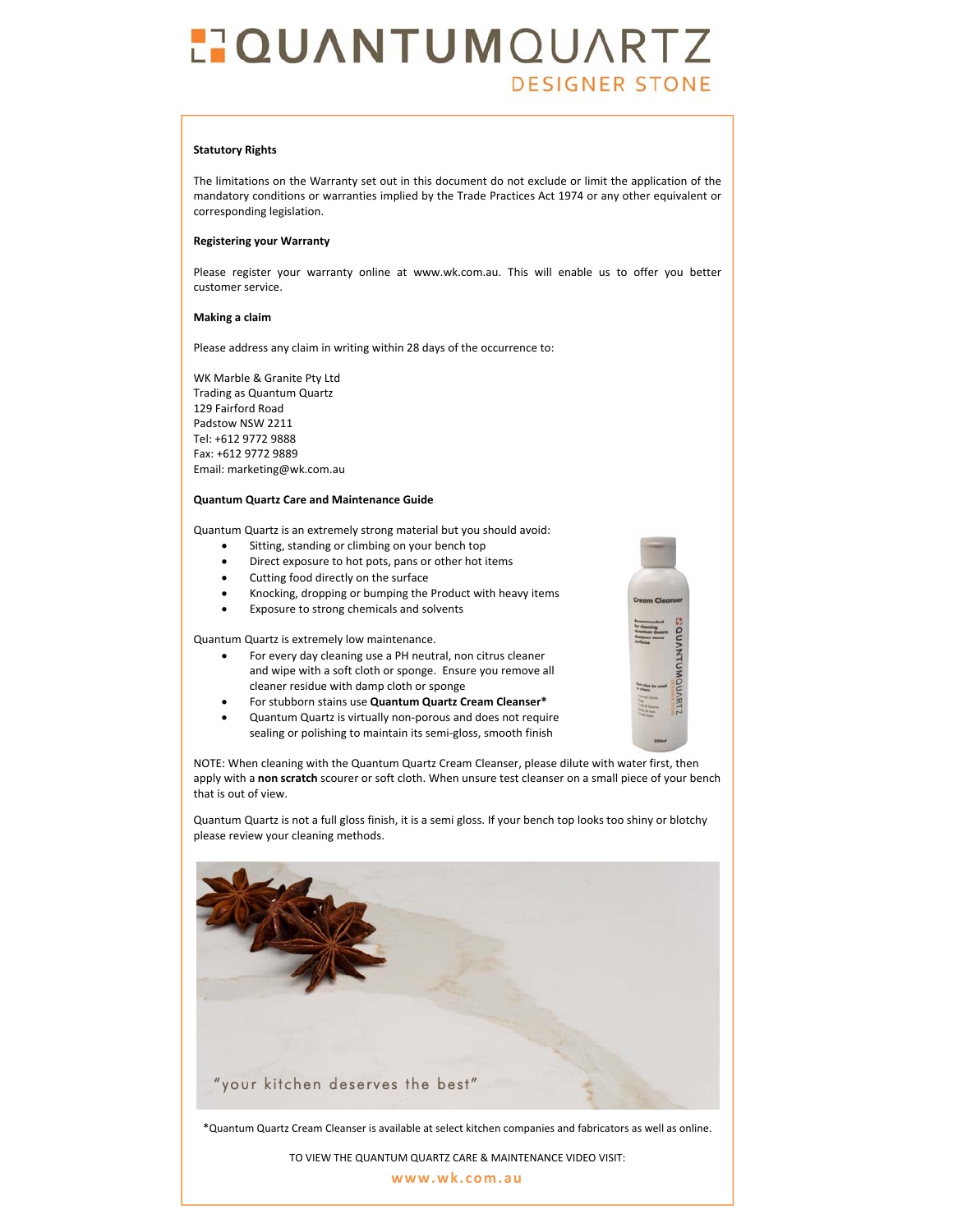# QUANTUMQUARTZ
## DESIGNER STONE

**Statistory Rights**

The limitations on the Warranty set out in this document do not exclude or limit the application of the mandatory conditions or warranties implied by the Trade Practices Act 1974 or any other equivalent or corresponding legislation.

**Registering your Warranty**

Please register your warranty online at www.wk.com.au. This will enable us to offer you better customer service.

**Making a claim**

Please address any claim in writing within 28 days of the occurrence to:

WK Marble & Granite Pty Ltd
Trading as Quantum Quartz
129 Fairford Road
Padstow NSW 2211
Tel: +612 9772 9888
Fax: +612 9772 9889
Email: marketing@wk.com.au

**Quantum Quartz Care and Maintenance Guide**

Quantum Quartz is an extremely strong material but you should avoid:

- Sitting, standing or climbing on your bench top
- Direct exposure to hot pots, pans or other hot items
- Cutting food directly on the surface
- Knocking, dropping or bumping the Product with heavy items
- Exposure to strong chemicals and solvents

Quantum Quartz is extremely low maintenance.

- For every day cleaning use a PH neutral, non citrus cleaner and wipe with a soft cloth or sponge. Ensure you remove all cleaner residue with damp cloth or sponge
- For stubborn stains use **Quantum Quartz Cream Cleanser***
- Quantum Quartz is virtually non-porous and does not require sealing or polishing to maintain its semi-gloss, smooth finish

NOTE: When cleaning with the Quantum Quartz Cream Cleanser, please dilute with water first, then apply with a **non scratch** scourer or soft cloth. When unsure test cleanser on a small piece of your bench that is out of view.

Quantum Quartz is not a full gloss finish, it is a semi gloss. If your bench top looks too shiny or blotchy please review your cleaning methods.

"your kitchen deserves the best"

*Quantum Quartz Cream Cleanser is available at select kitchen companies and fabricators as well as online.

TO VIEW THE QUANTUM QUARTZ CARE & MAINTENANCE VIDEO VISIT:

**www.wk.com.au**